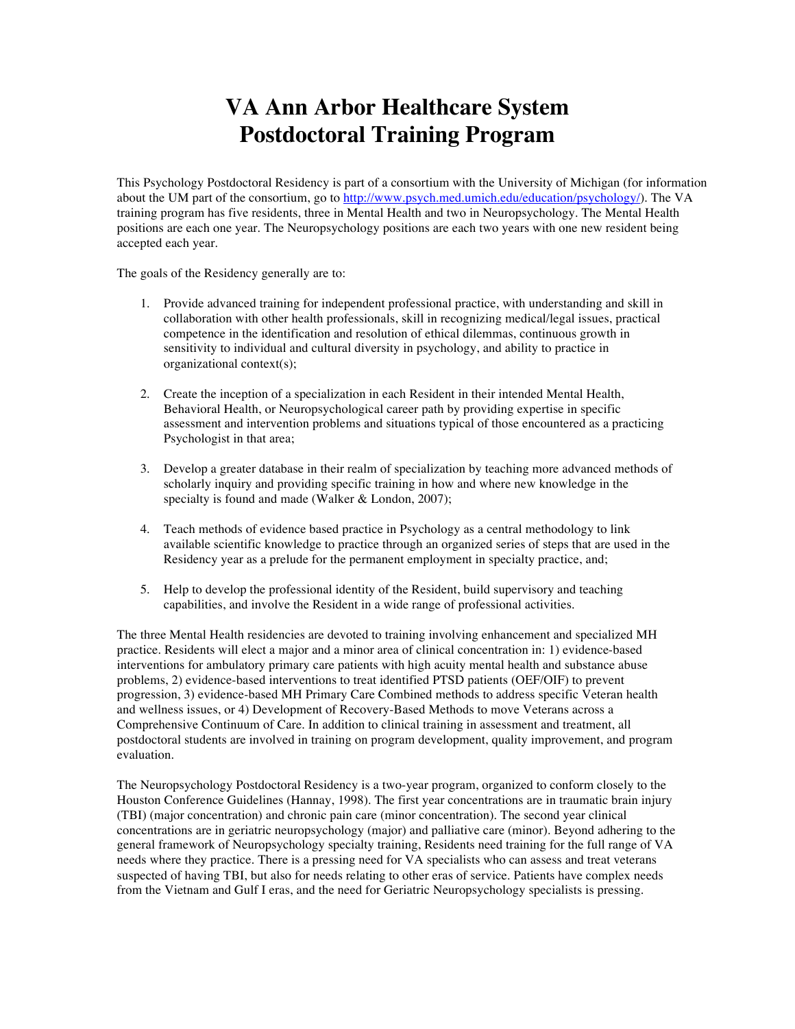# VA Ann Arbor Healthcare System
# Postdoctoral Training Program

This Psychology Postdoctoral Residency is part of a consortium with the University of Michigan (for information about the UM part of the consortium, go to [http://www.psych.med.umich.edu/education/psychology/](http://www.psych.med.umich.edu/education/psychology/)). The VA training program has five residents, three in Mental Health and two in Neuropsychology. The Mental Health positions are each one year. The Neuropsychology positions are each two years with one new resident being accepted each year.

The goals of the Residency generally are to:

1. Provide advanced training for independent professional practice, with understanding and skill in collaboration with other health professionals, skill in recognizing medical/legal issues, practical competence in the identification and resolution of ethical dilemmas, continuous growth in sensitivity to individual and cultural diversity in psychology, and ability to practice in organizational context(s);

2. Create the inception of a specialization in each Resident in their intended Mental Health, Behavioral Health, or Neuropsychological career path by providing expertise in specific assessment and intervention problems and situations typical of those encountered as a practicing Psychologist in that area;

3. Develop a greater database in their realm of specialization by teaching more advanced methods of scholarly inquiry and providing specific training in how and where new knowledge in the specialty is found and made (Walker & London, 2007);

4. Teach methods of evidence based practice in Psychology as a central methodology to link available scientific knowledge to practice through an organized series of steps that are used in the Residency year as a prelude for the permanent employment in specialty practice, and;

5. Help to develop the professional identity of the Resident, build supervisory and teaching capabilities, and involve the Resident in a wide range of professional activities.

The three Mental Health residencies are devoted to training involving enhancement and specialized MH practice. Residents will elect a major and a minor area of clinical concentration in: 1) evidence-based interventions for ambulatory primary care patients with high acuity mental health and substance abuse problems, 2) evidence-based interventions to treat identified PTSD patients (OEF/OIF) to prevent progression, 3) evidence-based MH Primary Care Combined methods to address specific Veteran health and wellness issues, or 4) Development of Recovery-Based Methods to move Veterans across a Comprehensive Continuum of Care. In addition to clinical training in assessment and treatment, all postdoctoral students are involved in training on program development, quality improvement, and program evaluation.

The Neuropsychology Postdoctoral Residency is a two-year program, organized to conform closely to the Houston Conference Guidelines (Hannay, 1998). The first year concentrations are in traumatic brain injury (TBI) (major concentration) and chronic pain care (minor concentration). The second year clinical concentrations are in geriatric neuropsychology (major) and palliative care (minor). Beyond adhering to the general framework of Neuropsychology specialty training, Residents need training for the full range of VA needs where they practice. There is a pressing need for VA specialists who can assess and treat veterans suspected of having TBI, but also for needs relating to other eras of service. Patients have complex needs from the Vietnam and Gulf I eras, and the need for Geriatric Neuropsychology specialists is pressing.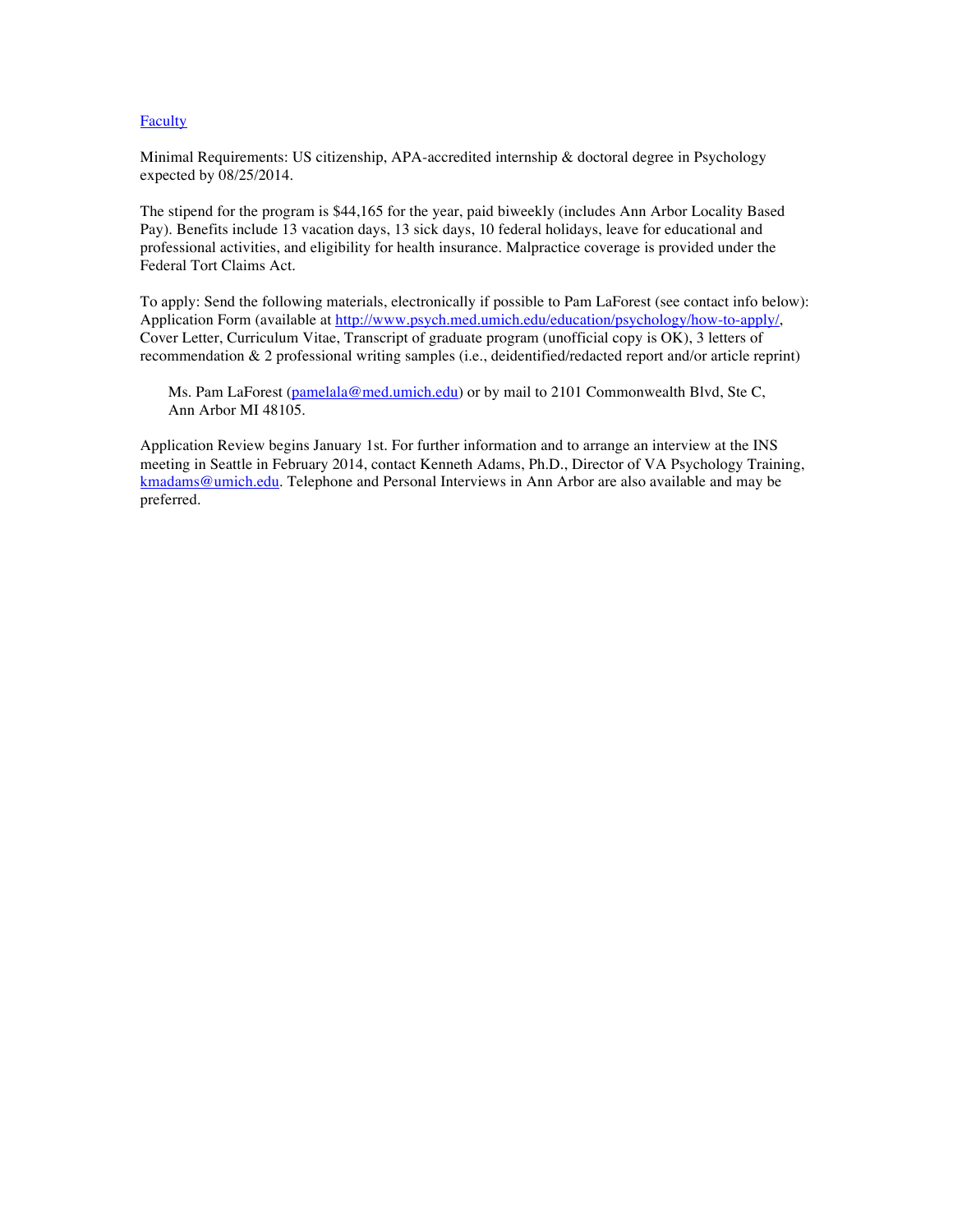[Faculty](#)

Minimal Requirements: US citizenship, APA-accredited internship & doctoral degree in Psychology expected by 08/25/2014.

The stipend for the program is $44,165 for the year, paid biweekly (includes Ann Arbor Locality Based Pay). Benefits include 13 vacation days, 13 sick days, 10 federal holidays, leave for educational and professional activities, and eligibility for health insurance. Malpractice coverage is provided under the Federal Tort Claims Act.

To apply: Send the following materials, electronically if possible to Pam LaForest (see contact info below): Application Form (available at http://www.psych.med.umich.edu/education/psychology/how-to-apply/, Cover Letter, Curriculum Vitae, Transcript of graduate program (unofficial copy is OK), 3 letters of recommendation & 2 professional writing samples (i.e., deidentified/redacted report and/or article reprint)

> Ms. Pam LaForest (pamelala@med.umich.edu) or by mail to 2101 Commonwealth Blvd, Ste C, Ann Arbor MI 48105.

Application Review begins January 1st. For further information and to arrange an interview at the INS meeting in Seattle in February 2014, contact Kenneth Adams, Ph.D., Director of VA Psychology Training, kmadams@umich.edu. Telephone and Personal Interviews in Ann Arbor are also available and may be preferred.